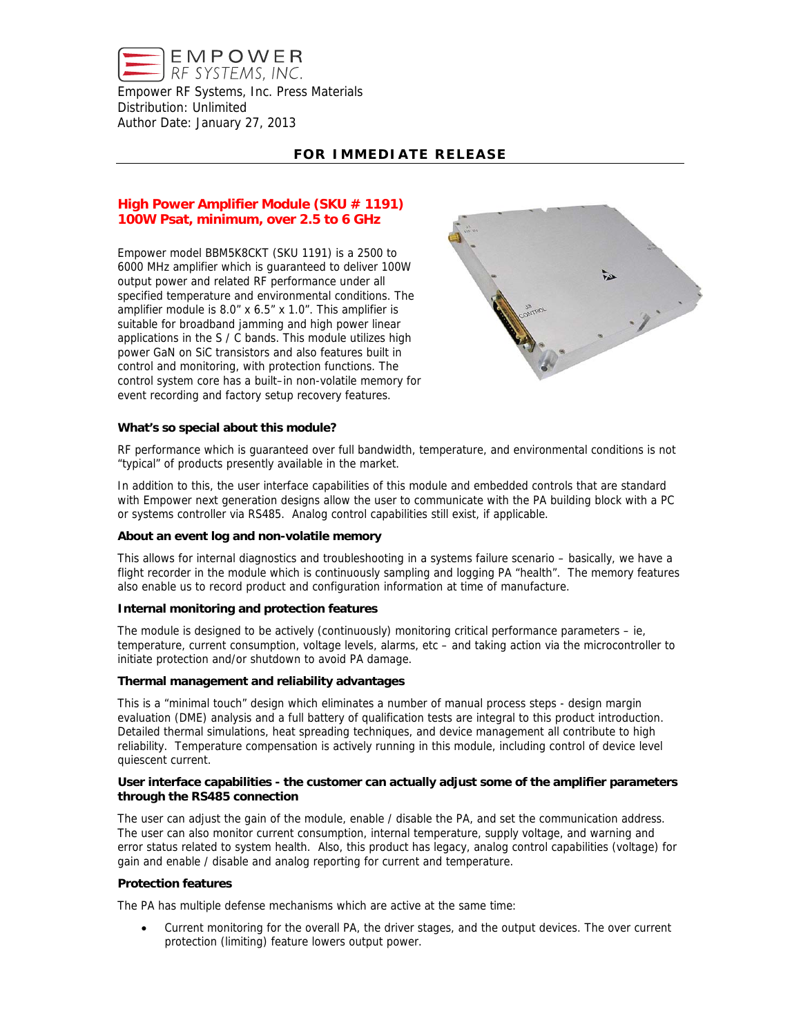EMPOWER
RF SYSTEMS, INC.

Empower RF Systems, Inc. Press Materials
Distribution: Unlimited
Author Date: January 27, 2013

**FOR IMMEDIATE RELEASE**

## High Power Amplifier Module (SKU # 1191)
## 100W Psat, minimum, over 2.5 to 6 GHz

Empower model BBM5K8CKT (SKU 1191) is a 2500 to 6000 MHz amplifier which is guaranteed to deliver 100W output power and related RF performance under all specified temperature and environmental conditions. The amplifier module is 8.0" x 6.5" x 1.0". This amplifier is suitable for broadband jamming and high power linear applications in the S / C bands. This module utilizes high power GaN on SiC transistors and also features built in control and monitoring, with protection functions. The control system core has a built–in non-volatile memory for event recording and factory setup recovery features.

**What's so special about this module?**

RF performance which is guaranteed over full bandwidth, temperature, and environmental conditions is not "typical" of products presently available in the market.

In addition to this, the user interface capabilities of this module and embedded controls that are standard with Empower next generation designs allow the user to communicate with the PA building block with a PC or systems controller via RS485. Analog control capabilities still exist, if applicable.

**About an event log and non-volatile memory**

This allows for internal diagnostics and troubleshooting in a systems failure scenario – basically, we have a flight recorder in the module which is continuously sampling and logging PA "health". The memory features also enable us to record product and configuration information at time of manufacture.

**Internal monitoring and protection features**

The module is designed to be actively (continuously) monitoring critical performance parameters – ie, temperature, current consumption, voltage levels, alarms, etc – and taking action via the microcontroller to initiate protection and/or shutdown to avoid PA damage.

**Thermal management and reliability advantages**

This is a "minimal touch" design which eliminates a number of manual process steps - design margin evaluation (DME) analysis and a full battery of qualification tests are integral to this product introduction. Detailed thermal simulations, heat spreading techniques, and device management all contribute to high reliability. Temperature compensation is actively running in this module, including control of device level quiescent current.

**User interface capabilities - the customer can actually adjust some of the amplifier parameters through the RS485 connection**

The user can adjust the gain of the module, enable / disable the PA, and set the communication address. The user can also monitor current consumption, internal temperature, supply voltage, and warning and error status related to system health. Also, this product has legacy, analog control capabilities (voltage) for gain and enable / disable and analog reporting for current and temperature.

**Protection features**

The PA has multiple defense mechanisms which are active at the same time:

- Current monitoring for the overall PA, the driver stages, and the output devices. The over current protection (limiting) feature lowers output power.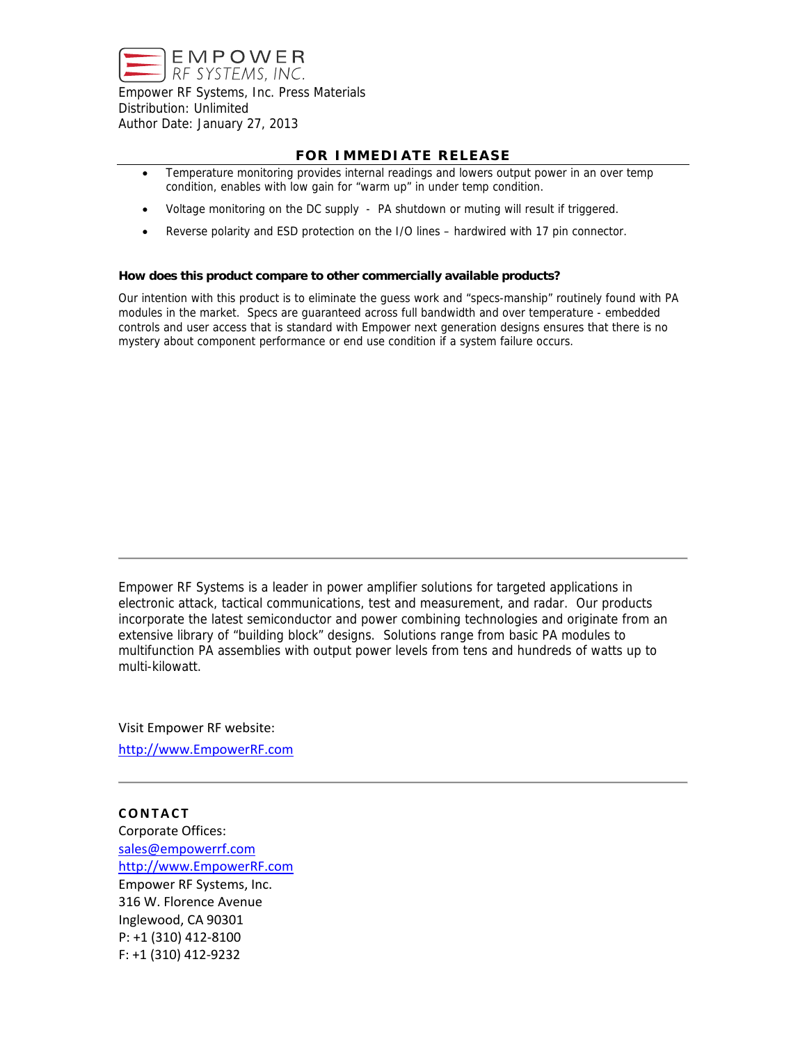Empower RF Systems, Inc. Press Materials
Distribution: Unlimited
Author Date: January 27, 2013

**FOR IMMEDIATE RELEASE**

- Temperature monitoring provides internal readings and lowers output power in an over temp condition, enables with low gain for "warm up" in under temp condition.
- Voltage monitoring on the DC supply - PA shutdown or muting will result if triggered.
- Reverse polarity and ESD protection on the I/O lines – hardwired with 17 pin connector.

**How does this product compare to other commercially available products?**

Our intention with this product is to eliminate the guess work and "specs-manship" routinely found with PA modules in the market. Specs are guaranteed across full bandwidth and over temperature - embedded controls and user access that is standard with Empower next generation designs ensures that there is no mystery about component performance or end use condition if a system failure occurs.

---

Empower RF Systems is a leader in power amplifier solutions for targeted applications in electronic attack, tactical communications, test and measurement, and radar. Our products incorporate the latest semiconductor and power combining technologies and originate from an extensive library of "building block" designs. Solutions range from basic PA modules to multifunction PA assemblies with output power levels from tens and hundreds of watts up to multi-kilowatt.

Visit Empower RF website:
http://www.EmpowerRF.com

---

**CONTACT**
Corporate Offices:
sales@empowerrf.com
http://www.EmpowerRF.com
Empower RF Systems, Inc.
316 W. Florence Avenue
Inglewood, CA 90301
P: +1 (310) 412-8100
F: +1 (310) 412-9232